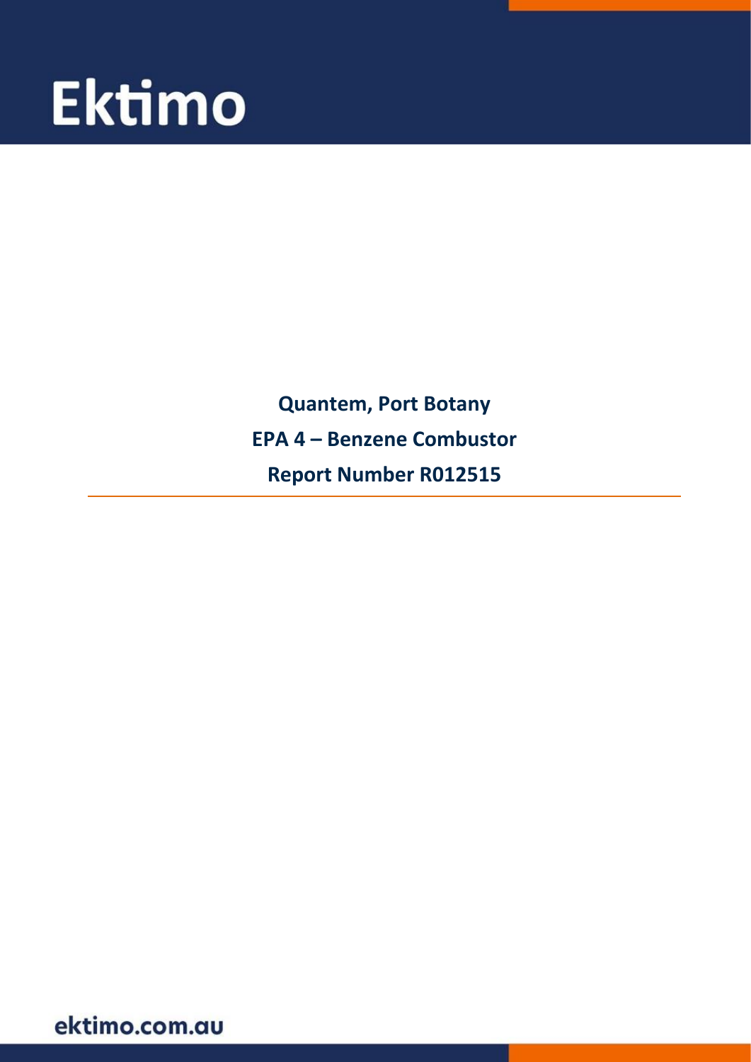# Ektimo

**Quantem, Port Botany**

**EPA 4 – Benzene Combustor**

**Report Number R012515**

ektimo.com.au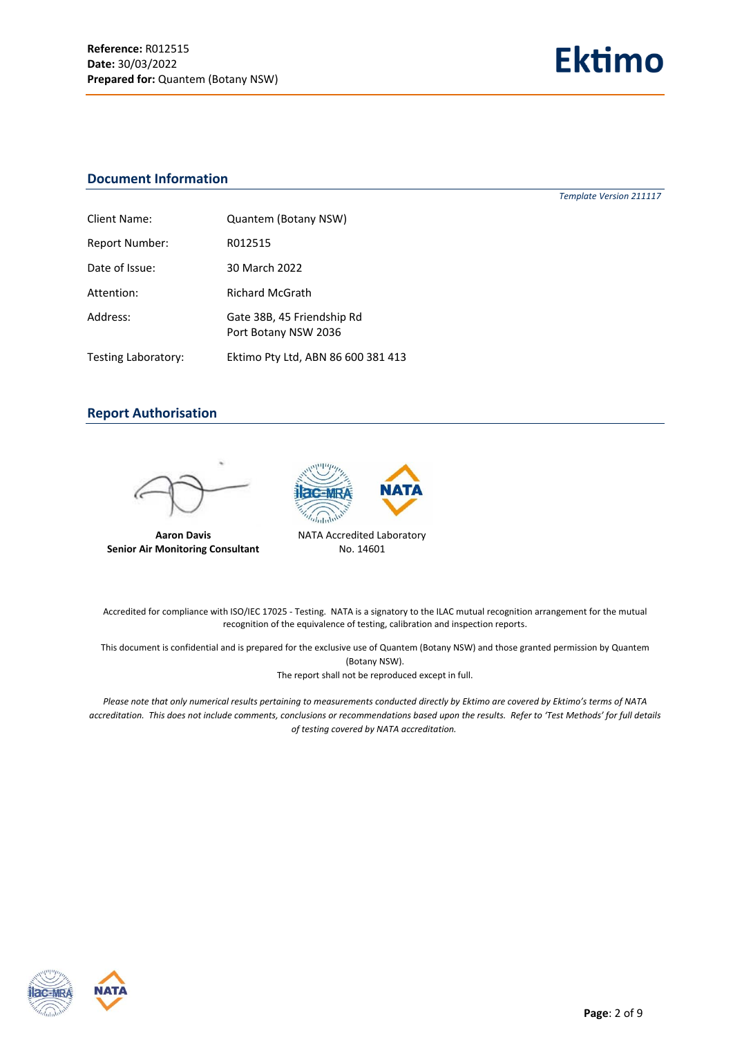## Document Information

*Template Version 211117*

| | |
|---|---|
| Client Name: | Quantem (Botany NSW) |
| Report Number: | R012515 |
| Date of Issue: | 30 March 2022 |
| Attention: | Richard McGrath |
| Address: | Gate 38B, 45 Friendship Rd<br>Port Botany NSW 2036 |
| Testing Laboratory: | Ektimo Pty Ltd, ABN 86 600 381 413 |

## Report Authorisation

**Aaron Davis**
**Senior Air Monitoring Consultant**

NATA Accredited Laboratory
No. 14601

Accredited for compliance with ISO/IEC 17025 - Testing. NATA is a signatory to the ILAC mutual recognition arrangement for the mutual recognition of the equivalence of testing, calibration and inspection reports.

This document is confidential and is prepared for the exclusive use of Quantem (Botany NSW) and those granted permission by Quantem (Botany NSW).
The report shall not be reproduced except in full.

*Please note that only numerical results pertaining to measurements conducted directly by Ektimo are covered by Ektimo's terms of NATA accreditation. This does not include comments, conclusions or recommendations based upon the results. Refer to 'Test Methods' for full details of testing covered by NATA accreditation.*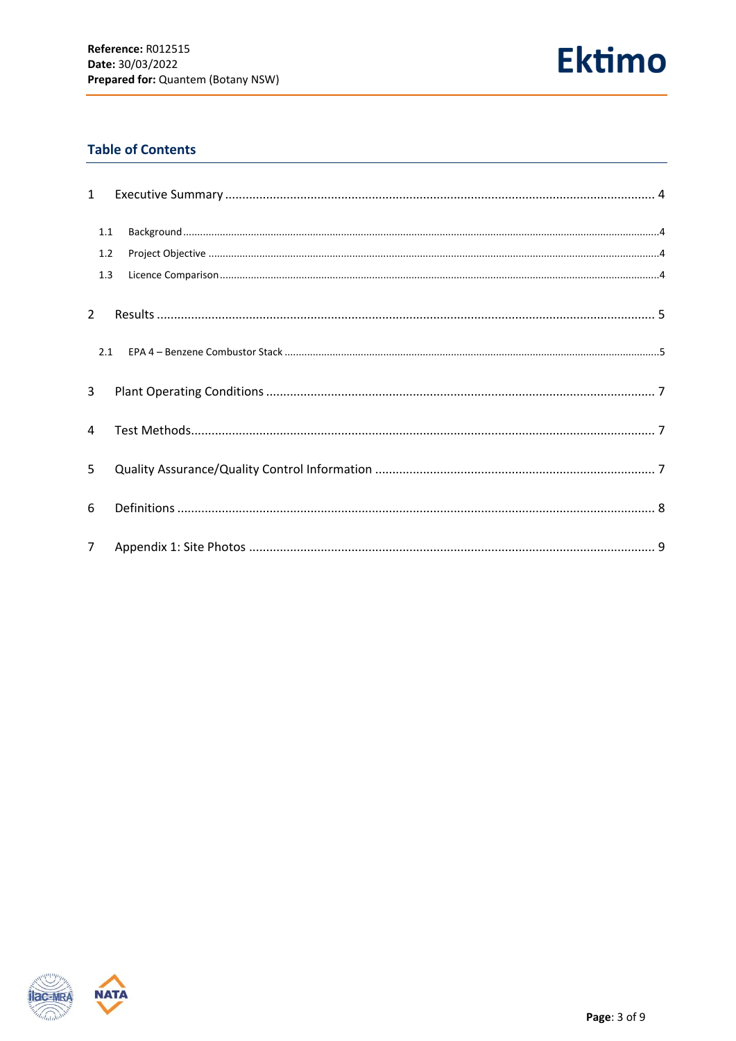## Table of Contents

1 Executive Summary ............................................................. 4

- 1.1 Background ............................................................. 4
- 1.2 Project Objective ............................................................. 4
- 1.3 Licence Comparison ............................................................. 4

2 Results ............................................................. 5

- 2.1 EPA 4 – Benzene Combustor Stack ............................................................. 5

3 Plant Operating Conditions ............................................................. 7

4 Test Methods ............................................................. 7

5 Quality Assurance/Quality Control Information ............................................................. 7

6 Definitions ............................................................. 8

7 Appendix 1: Site Photos ............................................................. 9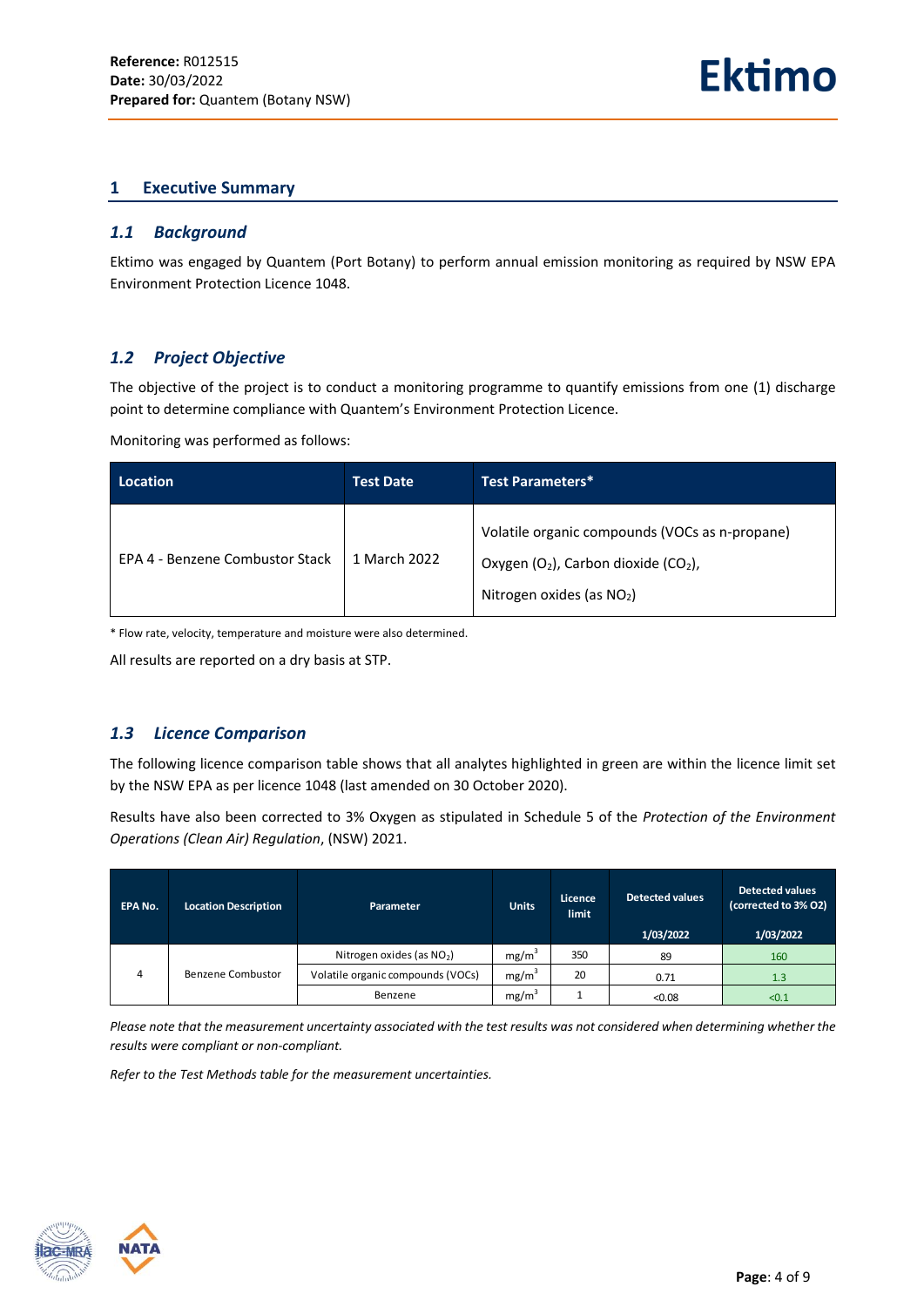## 1 Executive Summary

### 1.1 Background

Ektimo was engaged by Quantem (Port Botany) to perform annual emission monitoring as required by NSW EPA Environment Protection Licence 1048.

### 1.2 Project Objective

The objective of the project is to conduct a monitoring programme to quantify emissions from one (1) discharge point to determine compliance with Quantem's Environment Protection Licence.

Monitoring was performed as follows:

| Location | Test Date | Test Parameters* |
|---|---|---|
| EPA 4 - Benzene Combustor Stack | 1 March 2022 | Volatile organic compounds (VOCs as n-propane)<br>Oxygen ($O_2$), Carbon dioxide ($CO_2$),<br>Nitrogen oxides (as $NO_2$) |

* Flow rate, velocity, temperature and moisture were also determined.

All results are reported on a dry basis at STP.

### 1.3 Licence Comparison

The following licence comparison table shows that all analytes highlighted in green are within the licence limit set by the NSW EPA as per licence 1048 (last amended on 30 October 2020).

Results have also been corrected to 3% Oxygen as stipulated in Schedule 5 of the *Protection of the Environment Operations (Clean Air) Regulation*, (NSW) 2021.

| EPA No. | Location Description | Parameter | Units | Licence limit | Detected values<br>1/03/2022 | Detected values (corrected to 3% O2)<br>1/03/2022 |
|---|---|---|---|---|---|---|
| 4 | Benzene Combustor | Nitrogen oxides (as $NO_2$) | $mg/m^3$ | 350 | 89 | 160 |
| | | Volatile organic compounds (VOCs) | $mg/m^3$ | 20 | 0.71 | 1.3 |
| | | Benzene | $mg/m^3$ | 1 | <0.08 | <0.1 |

*Please note that the measurement uncertainty associated with the test results was not considered when determining whether the results were compliant or non-compliant.*

*Refer to the Test Methods table for the measurement uncertainties.*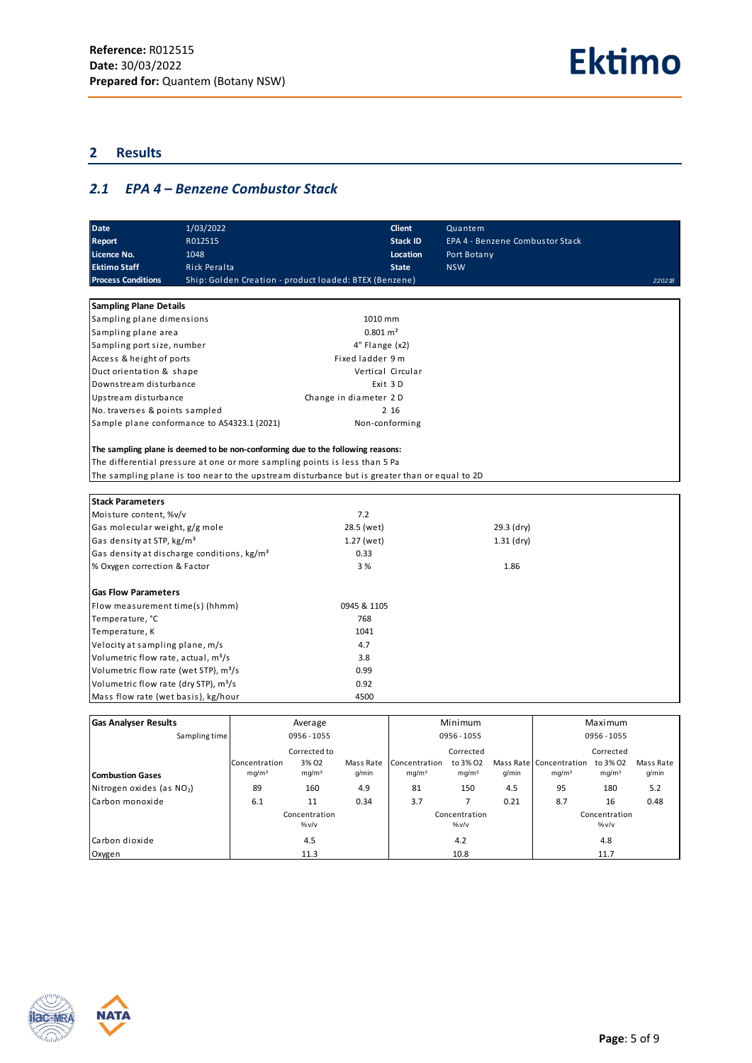## 2 Results

### 2.1 EPA 4 – Benzene Combustor Stack

| Date | 1/03/2022 | Client | Quantem |
|---|---|---|---|
| Report | R012515 | Stack ID | EPA 4 - Benzene Combustor Stack |
| Licence No. | 1048 | Location | Port Botany |
| Ektimo Staff | Rick Peralta | State | NSW |
| Process Conditions | Ship: Golden Creation - product loaded: BTEX (Benzene) | | 220218 |

| Sampling Plane Details | |
|---|---|
| Sampling plane dimensions | 1010 mm |
| Sampling plane area | 0.801 m² |
| Sampling port size, number | 4" Flange (x2) |
| Access & height of ports | Fixed ladder 9 m |
| Duct orientation & shape | Vertical Circular |
| Downstream disturbance | Exit 3 D |
| Upstream disturbance | Change in diameter 2 D |
| No. traverses & points sampled | 2 16 |
| Sample plane conformance to AS4323.1 (2021) | Non-conforming |

**The sampling plane is deemed to be non-conforming due to the following reasons:**
The differential pressure at one or more sampling points is less than 5 Pa
The sampling plane is too near to the upstream disturbance but is greater than or equal to 2D

| Stack Parameters | | |
|---|---|---|
| Moisture content, %v/v | 7.2 | |
| Gas molecular weight, g/g mole | 28.5 (wet) | 29.3 (dry) |
| Gas density at STP, kg/m³ | 1.27 (wet) | 1.31 (dry) |
| Gas density at discharge conditions, kg/m³ | 0.33 | |
| % Oxygen correction & Factor | 3 % | 1.86 |
| **Gas Flow Parameters** | | |
| Flow measurement time(s) (hhmm) | 0945 & 1105 | |
| Temperature, °C | 768 | |
| Temperature, K | 1041 | |
| Velocity at sampling plane, m/s | 4.7 | |
| Volumetric flow rate, actual, m³/s | 3.8 | |
| Volumetric flow rate (wet STP), m³/s | 0.99 | |
| Volumetric flow rate (dry STP), m³/s | 0.92 | |
| Mass flow rate (wet basis), kg/hour | 4500 | |

| Gas Analyser Results | Average | | | Minimum | | | Maximum | | |
|---|---|---|---|---|---|---|---|---|---|
| Sampling time | 0956 - 1055 | | | 0956 - 1055 | | | 0956 - 1055 | | |
| **Combustion Gases** | Concentration mg/m³ | Corrected to 3% O2 mg/m³ | Mass Rate g/min | Concentration mg/m³ | Corrected to 3% O2 mg/m³ | Mass Rate g/min | Concentration mg/m³ | Corrected to 3% O2 mg/m³ | Mass Rate g/min |
| Nitrogen oxides (as $NO_2$) | 89 | 160 | 4.9 | 81 | 150 | 4.5 | 95 | 180 | 5.2 |
| Carbon monoxide | 6.1 | 11 | 0.34 | 3.7 | 7 | 0.21 | 8.7 | 16 | 0.48 |
| | Concentration %v/v | | | Concentration %v/v | | | Concentration %v/v | | |
| Carbon dioxide | 4.5 | | | 4.2 | | | 4.8 | | |
| Oxygen | 11.3 | | | 10.8 | | | 11.7 | | |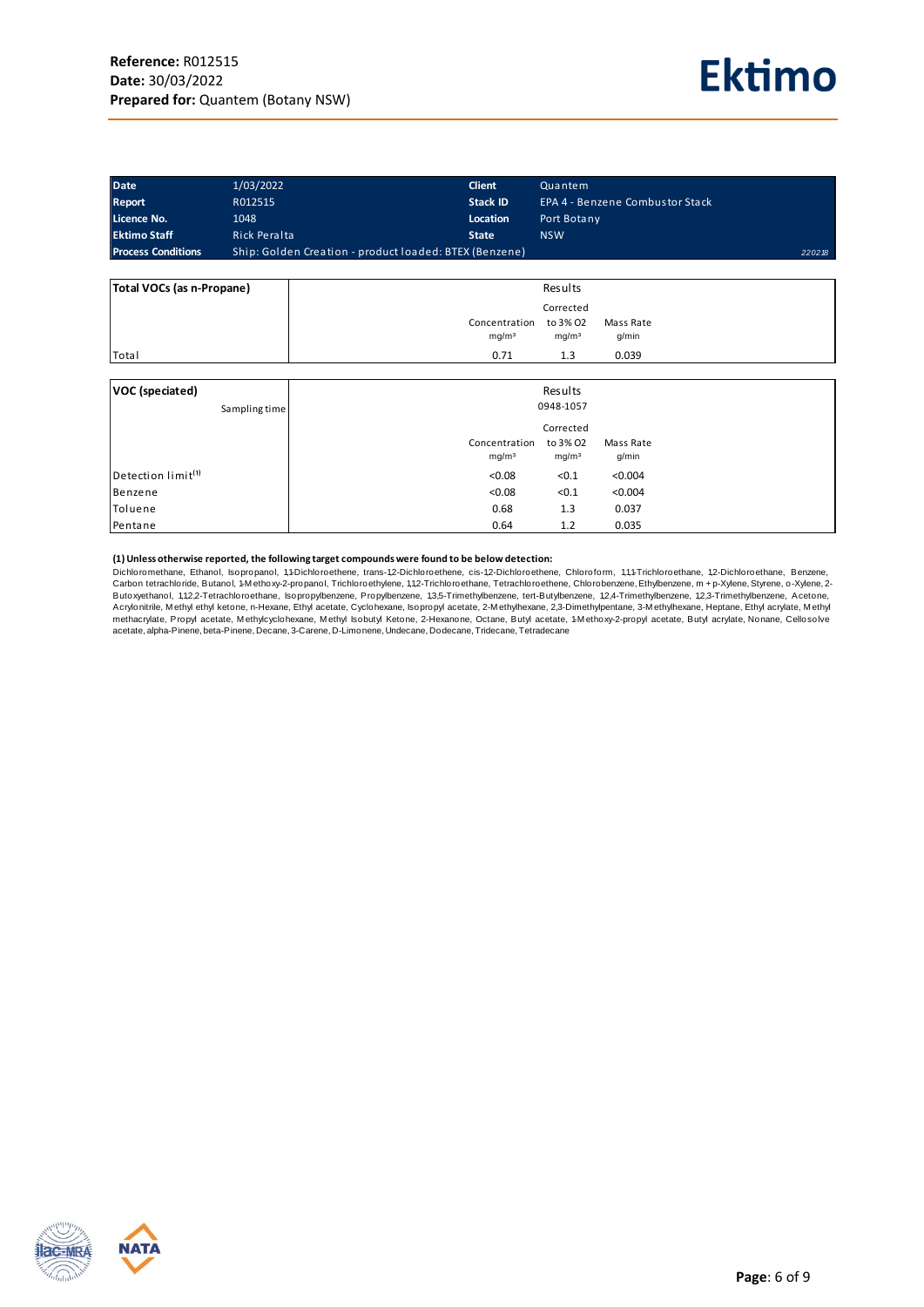| Date | 1/03/2022 | Client | Quantem |
|---|---|---|---|
| Report | R012515 | Stack ID | EPA 4 - Benzene Combustor Stack |
| Licence No. | 1048 | Location | Port Botany |
| Ektimo Staff | Rick Peralta | State | NSW |
| Process Conditions | Ship: Golden Creation - product loaded: BTEX (Benzene) | | 220218 |

| Total VOCs (as n-Propane) | Results | | |
|---|---|---|---|
| | Concentration mg/m³ | Corrected to 3% O2 mg/m³ | Mass Rate g/min |
| Total | 0.71 | 1.3 | 0.039 |

| VOC (speciated) | Results | | |
|---|---|---|---|
| Sampling time | 0948-1057 | | |
| | Concentration mg/m³ | Corrected to 3% O2 mg/m³ | Mass Rate g/min |
| Detection limit(1) | <0.08 | <0.1 | <0.004 |
| Benzene | <0.08 | <0.1 | <0.004 |
| Toluene | 0.68 | 1.3 | 0.037 |
| Pentane | 0.64 | 1.2 | 0.035 |

**(1) Unless otherwise reported, the following target compounds were found to be below detection:**
Dichloromethane, Ethanol, Isopropanol, 1,1-Dichloroethene, trans-1,2-Dichloroethene, cis-1,2-Dichloroethene, Chloroform, 1,1,1-Trichloroethane, 1,2-Dichloroethane, Benzene, Carbon tetrachloride, Butanol, 1-Methoxy-2-propanol, Trichloroethylene, 1,1,2-Trichloroethane, Tetrachloroethene, Chlorobenzene, Ethylbenzene, m + p-Xylene, Styrene, o-Xylene, 2-Butoxyethanol, 1,1,2,2-Tetrachloroethane, Isopropylbenzene, Propylbenzene, 1,3,5-Trimethylbenzene, tert-Butylbenzene, 1,2,4-Trimethylbenzene, 1,2,3-Trimethylbenzene, Acetone, Acrylonitrile, Methyl ethyl ketone, n-Hexane, Ethyl acetate, Cyclohexane, Isopropyl acetate, 2-Methylhexane, 2,3-Dimethylpentane, 3-Methylhexane, Heptane, Ethyl acrylate, Methyl methacrylate, Propyl acetate, Methylcyclohexane, Methyl Isobutyl Ketone, 2-Hexanone, Octane, Butyl acetate, 1-Methoxy-2-propyl acetate, Butyl acrylate, Nonane, Cellosolve acetate, alpha-Pinene, beta-Pinene, Decane, 3-Carene, D-Limonene, Undecane, Dodecane, Tridecane, Tetradecane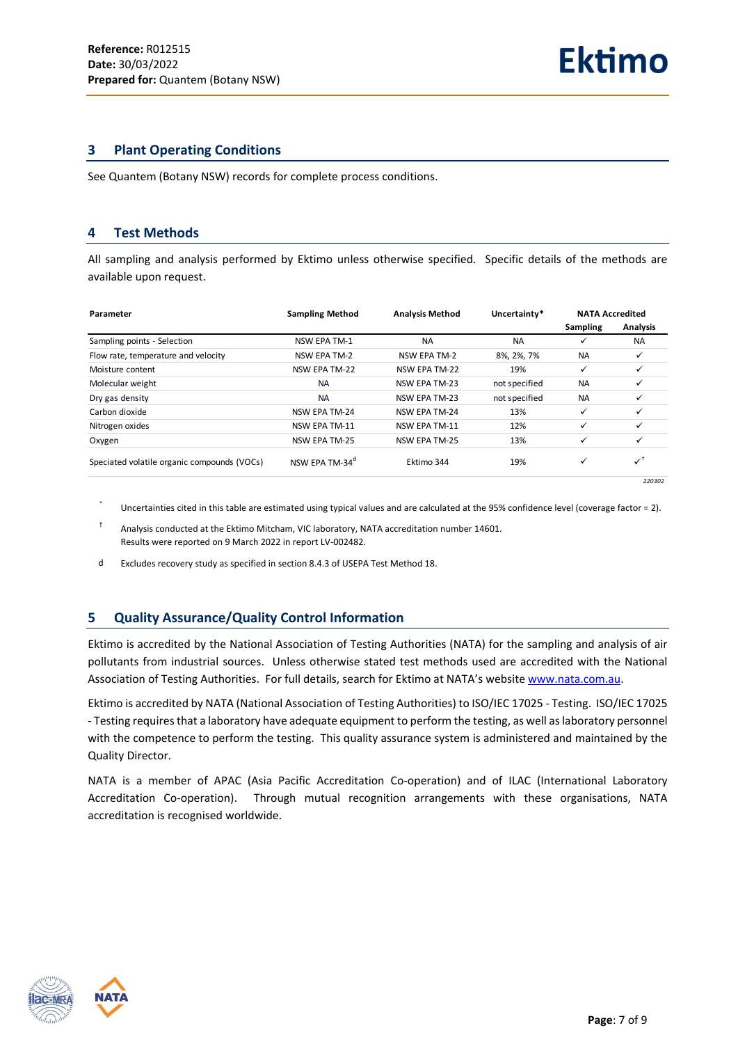## 3 Plant Operating Conditions

See Quantem (Botany NSW) records for complete process conditions.

## 4 Test Methods

All sampling and analysis performed by Ektimo unless otherwise specified. Specific details of the methods are available upon request.

| Parameter | Sampling Method | Analysis Method | Uncertainty* | NATA Accredited | |
|---|---|---|---|---|---|
| | | | | Sampling | Analysis |
| Sampling points - Selection | NSW EPA TM-1 | NA | NA | ✓ | NA |
| Flow rate, temperature and velocity | NSW EPA TM-2 | NSW EPA TM-2 | 8%, 2%, 7% | NA | ✓ |
| Moisture content | NSW EPA TM-22 | NSW EPA TM-22 | 19% | ✓ | ✓ |
| Molecular weight | NA | NSW EPA TM-23 | not specified | NA | ✓ |
| Dry gas density | NA | NSW EPA TM-23 | not specified | NA | ✓ |
| Carbon dioxide | NSW EPA TM-24 | NSW EPA TM-24 | 13% | ✓ | ✓ |
| Nitrogen oxides | NSW EPA TM-11 | NSW EPA TM-11 | 12% | ✓ | ✓ |
| Oxygen | NSW EPA TM-25 | NSW EPA TM-25 | 13% | ✓ | ✓ |
| Speciated volatile organic compounds (VOCs) | NSW EPA TM-34[d] | Ektimo 344 | 19% | ✓ | ✓[†] |

*220302*

\* Uncertainties cited in this table are estimated using typical values and are calculated at the 95% confidence level (coverage factor = 2).

† Analysis conducted at the Ektimo Mitcham, VIC laboratory, NATA accreditation number 14601.
Results were reported on 9 March 2022 in report LV-002482.

d Excludes recovery study as specified in section 8.4.3 of USEPA Test Method 18.

## 5 Quality Assurance/Quality Control Information

Ektimo is accredited by the National Association of Testing Authorities (NATA) for the sampling and analysis of air pollutants from industrial sources. Unless otherwise stated test methods used are accredited with the National Association of Testing Authorities. For full details, search for Ektimo at NATA's website [www.nata.com.au](http://www.nata.com.au).

Ektimo is accredited by NATA (National Association of Testing Authorities) to ISO/IEC 17025 - Testing. ISO/IEC 17025 - Testing requires that a laboratory have adequate equipment to perform the testing, as well as laboratory personnel with the competence to perform the testing. This quality assurance system is administered and maintained by the Quality Director.

NATA is a member of APAC (Asia Pacific Accreditation Co-operation) and of ILAC (International Laboratory Accreditation Co-operation). Through mutual recognition arrangements with these organisations, NATA accreditation is recognised worldwide.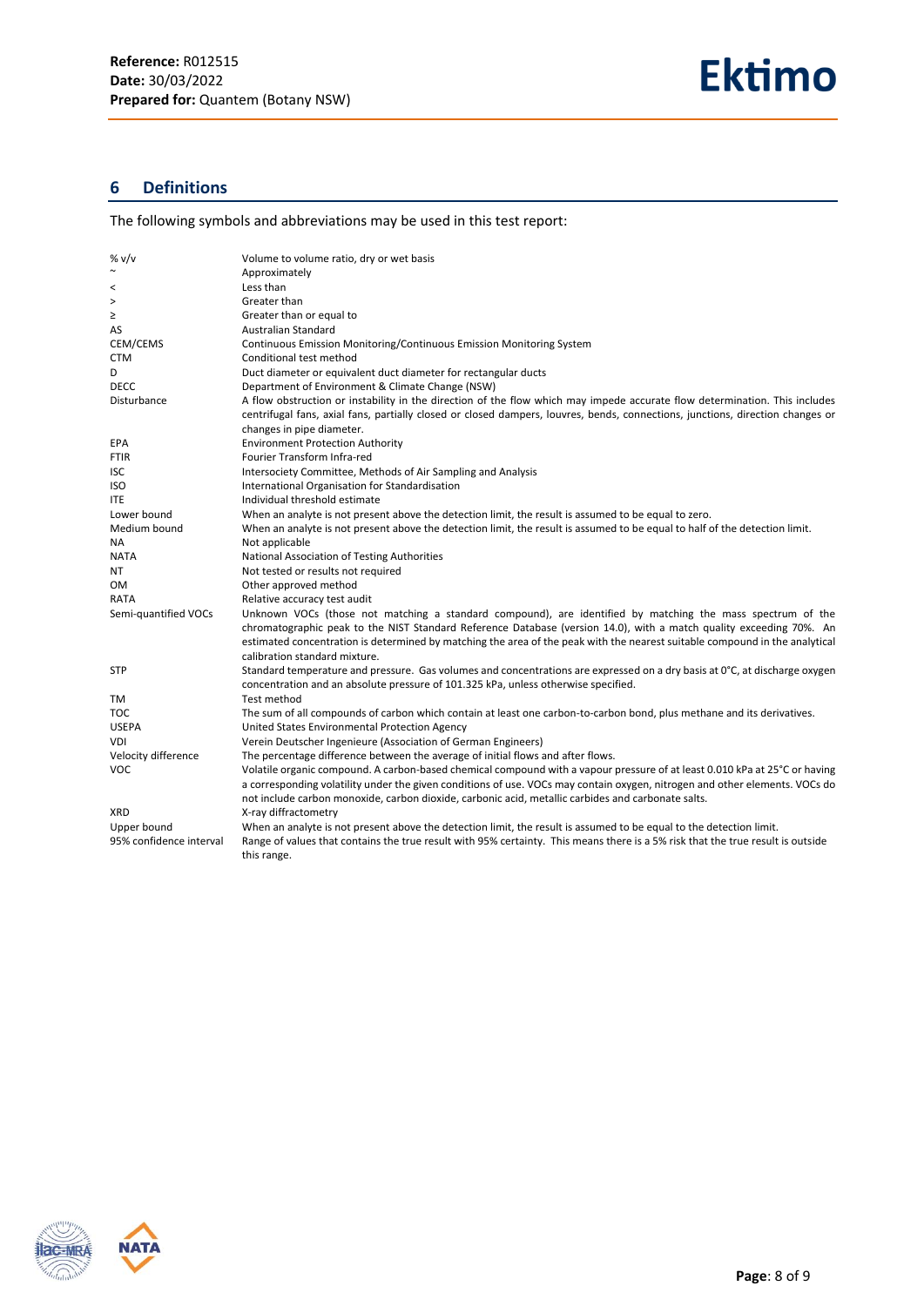## 6 Definitions

The following symbols and abbreviations may be used in this test report:

| | |
|---|---|
| % v/v | Volume to volume ratio, dry or wet basis |
| ~ | Approximately |
| < | Less than |
| > | Greater than |
| ≥ | Greater than or equal to |
| AS | Australian Standard |
| CEM/CEMS | Continuous Emission Monitoring/Continuous Emission Monitoring System |
| CTM | Conditional test method |
| D | Duct diameter or equivalent duct diameter for rectangular ducts |
| DECC | Department of Environment & Climate Change (NSW) |
| Disturbance | A flow obstruction or instability in the direction of the flow which may impede accurate flow determination. This includes centrifugal fans, axial fans, partially closed or closed dampers, louvres, bends, connections, junctions, direction changes or changes in pipe diameter. |
| EPA | Environment Protection Authority |
| FTIR | Fourier Transform Infra-red |
| ISC | Intersociety Committee, Methods of Air Sampling and Analysis |
| ISO | International Organisation for Standardisation |
| ITE | Individual threshold estimate |
| Lower bound | When an analyte is not present above the detection limit, the result is assumed to be equal to zero. |
| Medium bound | When an analyte is not present above the detection limit, the result is assumed to be equal to half of the detection limit. |
| NA | Not applicable |
| NATA | National Association of Testing Authorities |
| NT | Not tested or results not required |
| OM | Other approved method |
| RATA | Relative accuracy test audit |
| Semi-quantified VOCs | Unknown VOCs (those not matching a standard compound), are identified by matching the mass spectrum of the chromatographic peak to the NIST Standard Reference Database (version 14.0), with a match quality exceeding 70%. An estimated concentration is determined by matching the area of the peak with the nearest suitable compound in the analytical calibration standard mixture. |
| STP | Standard temperature and pressure. Gas volumes and concentrations are expressed on a dry basis at 0°C, at discharge oxygen concentration and an absolute pressure of 101.325 kPa, unless otherwise specified. |
| TM | Test method |
| TOC | The sum of all compounds of carbon which contain at least one carbon-to-carbon bond, plus methane and its derivatives. |
| USEPA | United States Environmental Protection Agency |
| VDI | Verein Deutscher Ingenieure (Association of German Engineers) |
| Velocity difference | The percentage difference between the average of initial flows and after flows. |
| VOC | Volatile organic compound. A carbon-based chemical compound with a vapour pressure of at least 0.010 kPa at 25°C or having a corresponding volatility under the given conditions of use. VOCs may contain oxygen, nitrogen and other elements. VOCs do not include carbon monoxide, carbon dioxide, carbonic acid, metallic carbides and carbonate salts. |
| XRD | X-ray diffractometry |
| Upper bound | When an analyte is not present above the detection limit, the result is assumed to be equal to the detection limit. |
| 95% confidence interval | Range of values that contains the true result with 95% certainty. This means there is a 5% risk that the true result is outside this range. |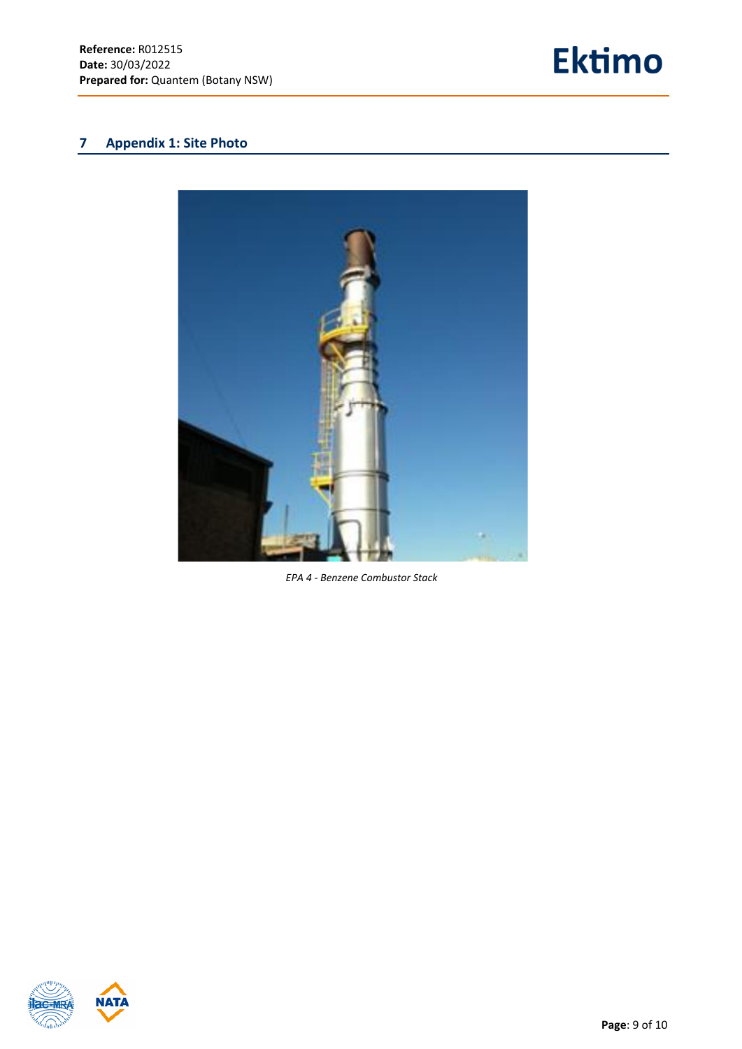## 7 Appendix 1: Site Photo

*EPA 4 - Benzene Combustor Stack*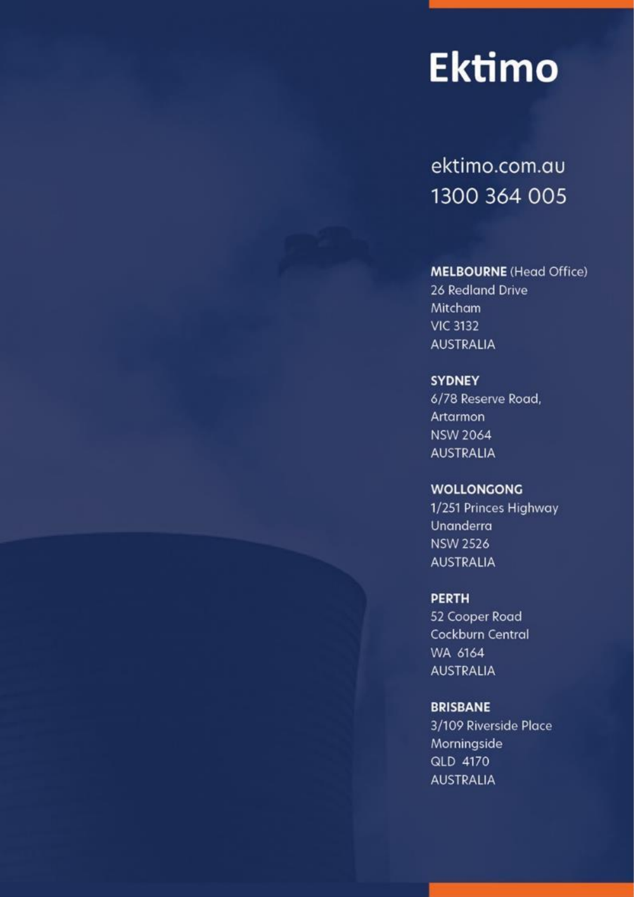# Ektimo

ektimo.com.au
1300 364 005

**MELBOURNE** (Head Office)
26 Redland Drive
Mitcham
VIC 3132
AUSTRALIA

**SYDNEY**
6/78 Reserve Road,
Artarmon
NSW 2064
AUSTRALIA

**WOLLONGONG**
1/251 Princes Highway
Unanderra
NSW 2526
AUSTRALIA

**PERTH**
52 Cooper Road
Cockburn Central
WA 6164
AUSTRALIA

**BRISBANE**
3/109 Riverside Place
Morningside
QLD 4170
AUSTRALIA